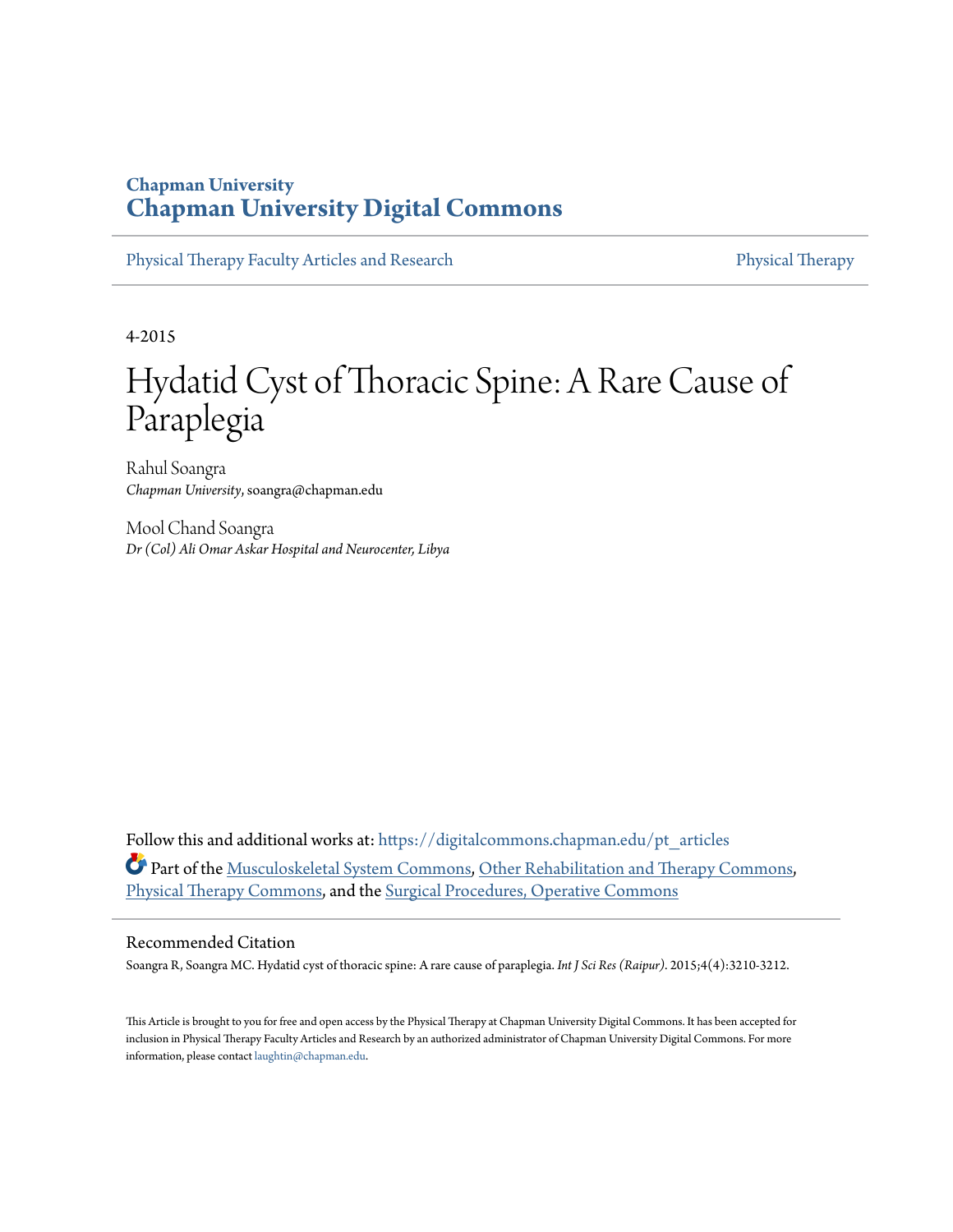**Chapman University**
**Chapman University Digital Commons**

Physical Therapy Faculty Articles and Research | Physical Therapy

4-2015

# Hydatid Cyst of Thoracic Spine: A Rare Cause of Paraplegia

Rahul Soangra
*Chapman University*, soangra@chapman.edu

Mool Chand Soangra
*Dr (Col) Ali Omar Askar Hospital and Neurocenter, Libya*

Follow this and additional works at: https://digitalcommons.chapman.edu/pt_articles

Part of the Musculoskeletal System Commons, Other Rehabilitation and Therapy Commons, Physical Therapy Commons, and the Surgical Procedures, Operative Commons

## Recommended Citation

Soangra R, Soangra MC. Hydatid cyst of thoracic spine: A rare cause of paraplegia. *Int J Sci Res (Raipur)*. 2015;4(4):3210-3212.

This Article is brought to you for free and open access by the Physical Therapy at Chapman University Digital Commons. It has been accepted for inclusion in Physical Therapy Faculty Articles and Research by an authorized administrator of Chapman University Digital Commons. For more information, please contact laughtin@chapman.edu.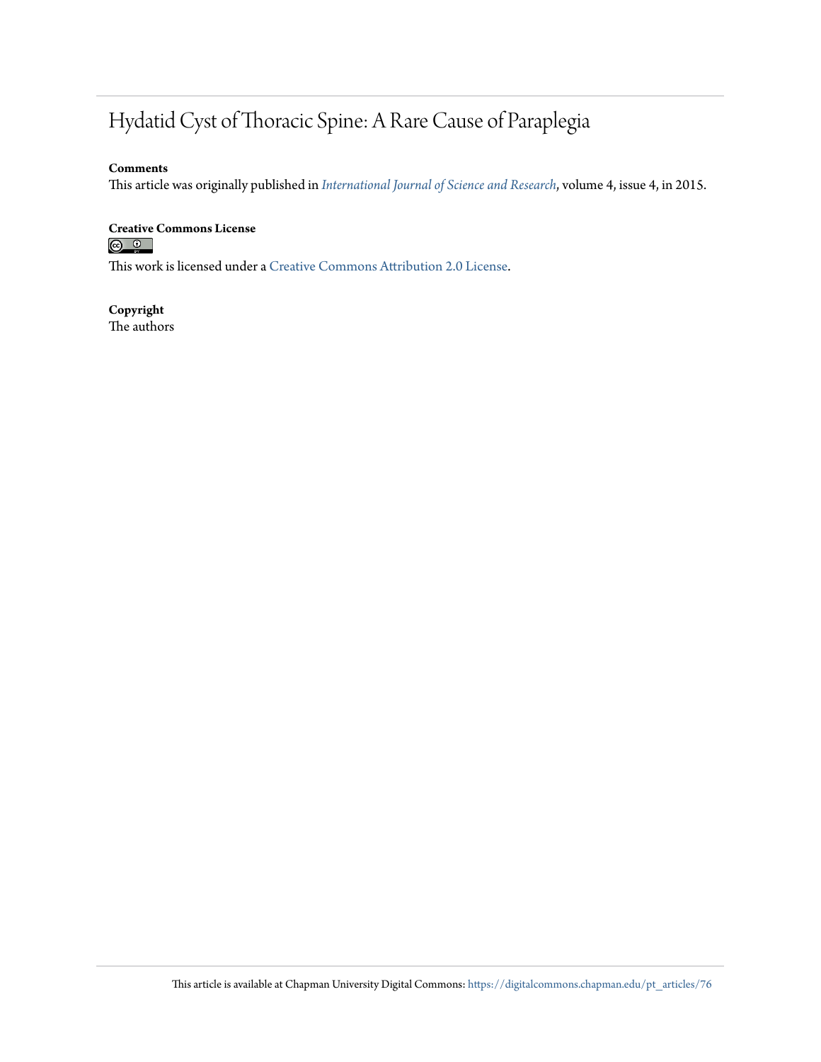# Hydatid Cyst of Thoracic Spine: A Rare Cause of Paraplegia

**Comments**

This article was originally published in *International Journal of Science and Research*, volume 4, issue 4, in 2015.

**Creative Commons License**

This work is licensed under a Creative Commons Attribution 2.0 License.

**Copyright**

The authors

This article is available at Chapman University Digital Commons: https://digitalcommons.chapman.edu/pt_articles/76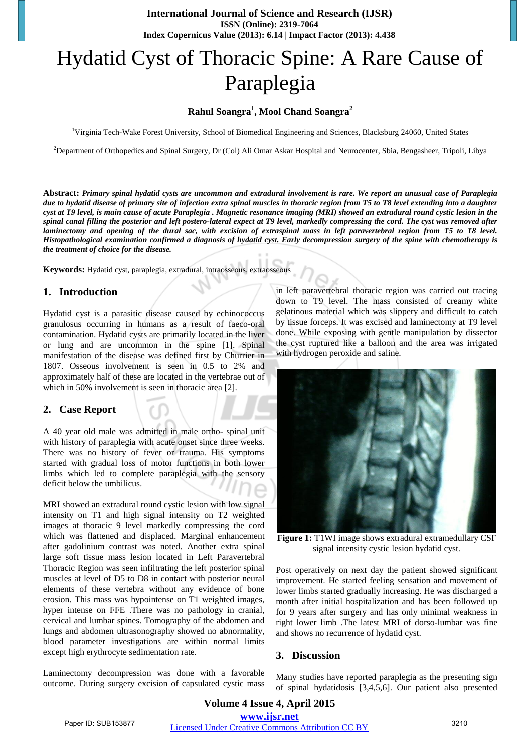# Hydatid Cyst of Thoracic Spine: A Rare Cause of Paraplegia

**Rahul Soangra[1], Mool Chand Soangra[2]**

[1]Virginia Tech-Wake Forest University, School of Biomedical Engineering and Sciences, Blacksburg 24060, United States

[2]Department of Orthopedics and Spinal Surgery, Dr (Col) Ali Omar Askar Hospital and Neurocenter, Sbia, Bengasheer, Tripoli, Libya

**Abstract:** ***Primary spinal hydatid cysts are uncommon and extradural involvement is rare. We report an unusual case of Paraplegia due to hydatid disease of primary site of infection extra spinal muscles in thoracic region from T5 to T8 level extending into a daughter cyst at T9 level, is main cause of acute Paraplegia . Magnetic resonance imaging (MRI) showed an extradural round cystic lesion in the spinal canal filling the posterior and left postero-lateral expect at T9 level, markedly compressing the cord. The cyst was removed after laminectomy and opening of the dural sac, with excision of extraspinal mass in left paravertebral region from T5 to T8 level. Histopathological examination confirmed a diagnosis of hydatid cyst. Early decompression surgery of the spine with chemotherapy is the treatment of choice for the disease.***

**Keywords:** Hydatid cyst, paraplegia, extradural, intraosseous, extraosseous

## 1. Introduction

Hydatid cyst is a parasitic disease caused by echinococcus granulosus occurring in humans as a result of faeco-oral contamination. Hydatid cysts are primarily located in the liver or lung and are uncommon in the spine [1]. Spinal manifestation of the disease was defined first by Churrier in 1807. Osseous involvement is seen in 0.5 to 2% and approximately half of these are located in the vertebrae out of which in 50% involvement is seen in thoracic area [2].

## 2. Case Report

A 40 year old male was admitted in male ortho- spinal unit with history of paraplegia with acute onset since three weeks. There was no history of fever or trauma. His symptoms started with gradual loss of motor functions in both lower limbs which led to complete paraplegia with the sensory deficit below the umbilicus.

MRI showed an extradural round cystic lesion with low signal intensity on T1 and high signal intensity on T2 weighted images at thoracic 9 level markedly compressing the cord which was flattened and displaced. Marginal enhancement after gadolinium contrast was noted. Another extra spinal large soft tissue mass lesion located in Left Paravertebral Thoracic Region was seen infiltrating the left posterior spinal muscles at level of D5 to D8 in contact with posterior neural elements of these vertebra without any evidence of bone erosion. This mass was hypointense on T1 weighted images, hyper intense on FFE .There was no pathology in cranial, cervical and lumbar spines. Tomography of the abdomen and lungs and abdomen ultrasonography showed no abnormality, blood parameter investigations are within normal limits except high erythrocyte sedimentation rate.

Laminectomy decompression was done with a favorable outcome. During surgery excision of capsulated cystic mass in left paravertebral thoracic region was carried out tracing down to T9 level. The mass consisted of creamy white gelatinous material which was slippery and difficult to catch by tissue forceps. It was excised and laminectomy at T9 level done. While exposing with gentle manipulation by dissector the cyst ruptured like a balloon and the area was irrigated with hydrogen peroxide and saline.

**Figure 1:** T1WI image shows extradural extramedullary CSF signal intensity cystic lesion hydatid cyst.

Post operatively on next day the patient showed significant improvement. He started feeling sensation and movement of lower limbs started gradually increasing. He was discharged a month after initial hospitalization and has been followed up for 9 years after surgery and has only minimal weakness in right lower limb .The latest MRI of dorso-lumbar was fine and shows no recurrence of hydatid cyst.

## 3. Discussion

Many studies have reported paraplegia as the presenting sign of spinal hydatidosis [3,4,5,6]. Our patient also presented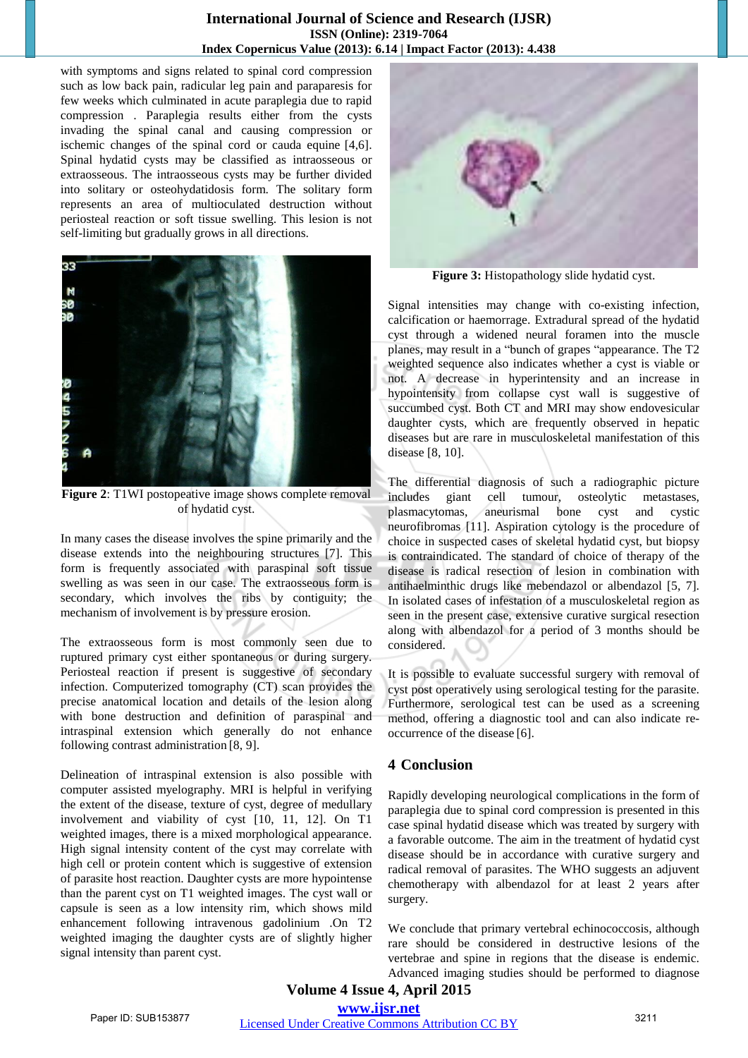with symptoms and signs related to spinal cord compression such as low back pain, radicular leg pain and paraparesis for few weeks which culminated in acute paraplegia due to rapid compression . Paraplegia results either from the cysts invading the spinal canal and causing compression or ischemic changes of the spinal cord or cauda equine [4,6]. Spinal hydatid cysts may be classified as intraosseous or extraosseous. The intraosseous cysts may be further divided into solitary or osteohydatidosis form. The solitary form represents an area of multiloculated destruction without periosteal reaction or soft tissue swelling. This lesion is not self-limiting but gradually grows in all directions.

**Figure 2**: T1WI postopeative image shows complete removal of hydatid cyst.

In many cases the disease involves the spine primarily and the disease extends into the neighbouring structures [7]. This form is frequently associated with paraspinal soft tissue swelling as was seen in our case. The extraosseous form is secondary, which involves the ribs by contiguity; the mechanism of involvement is by pressure erosion.

The extraosseous form is most commonly seen due to ruptured primary cyst either spontaneous or during surgery. Periosteal reaction if present is suggestive of secondary infection. Computerized tomography (CT) scan provides the precise anatomical location and details of the lesion along with bone destruction and definition of paraspinal and intraspinal extension which generally do not enhance following contrast administration [8, 9].

Delineation of intraspinal extension is also possible with computer assisted myelography. MRI is helpful in verifying the extent of the disease, texture of cyst, degree of medullary involvement and viability of cyst [10, 11, 12]. On T1 weighted images, there is a mixed morphological appearance. High signal intensity content of the cyst may correlate with high cell or protein content which is suggestive of extension of parasite host reaction. Daughter cysts are more hypointense than the parent cyst on T1 weighted images. The cyst wall or capsule is seen as a low intensity rim, which shows mild enhancement following intravenous gadolinium .On T2 weighted imaging the daughter cysts are of slightly higher signal intensity than parent cyst.

**Figure 3:** Histopathology slide hydatid cyst.

Signal intensities may change with co-existing infection, calcification or haemorrage. Extradural spread of the hydatid cyst through a widened neural foramen into the muscle planes, may result in a "bunch of grapes "appearance. The T2 weighted sequence also indicates whether a cyst is viable or not. A decrease in hyperintensity and an increase in hypointensity from collapse cyst wall is suggestive of succumbed cyst. Both CT and MRI may show endovesicular daughter cysts, which are frequently observed in hepatic diseases but are rare in musculoskeletal manifestation of this disease [8, 10].

The differential diagnosis of such a radiographic picture includes giant cell tumour, osteolytic metastases, plasmacytomas, aneurismal bone cyst and cystic neurofibromas [11]. Aspiration cytology is the procedure of choice in suspected cases of skeletal hydatid cyst, but biopsy is contraindicated. The standard of choice of therapy of the disease is radical resection of lesion in combination with antihaelminthic drugs like mebendazol or albendazol [5, 7]. In isolated cases of infestation of a musculoskeletal region as seen in the present case, extensive curative surgical resection along with albendazol for a period of 3 months should be considered.

It is possible to evaluate successful surgery with removal of cyst post operatively using serological testing for the parasite. Furthermore, serological test can be used as a screening method, offering a diagnostic tool and can also indicate re-occurrence of the disease [6].

## 4 Conclusion

Rapidly developing neurological complications in the form of paraplegia due to spinal cord compression is presented in this case spinal hydatid disease which was treated by surgery with a favorable outcome. The aim in the treatment of hydatid cyst disease should be in accordance with curative surgery and radical removal of parasites. The WHO suggests an adjuvent chemotherapy with albendazol for at least 2 years after surgery.

We conclude that primary vertebral echinococcosis, although rare should be considered in destructive lesions of the vertebrae and spine in regions that the disease is endemic. Advanced imaging studies should be performed to diagnose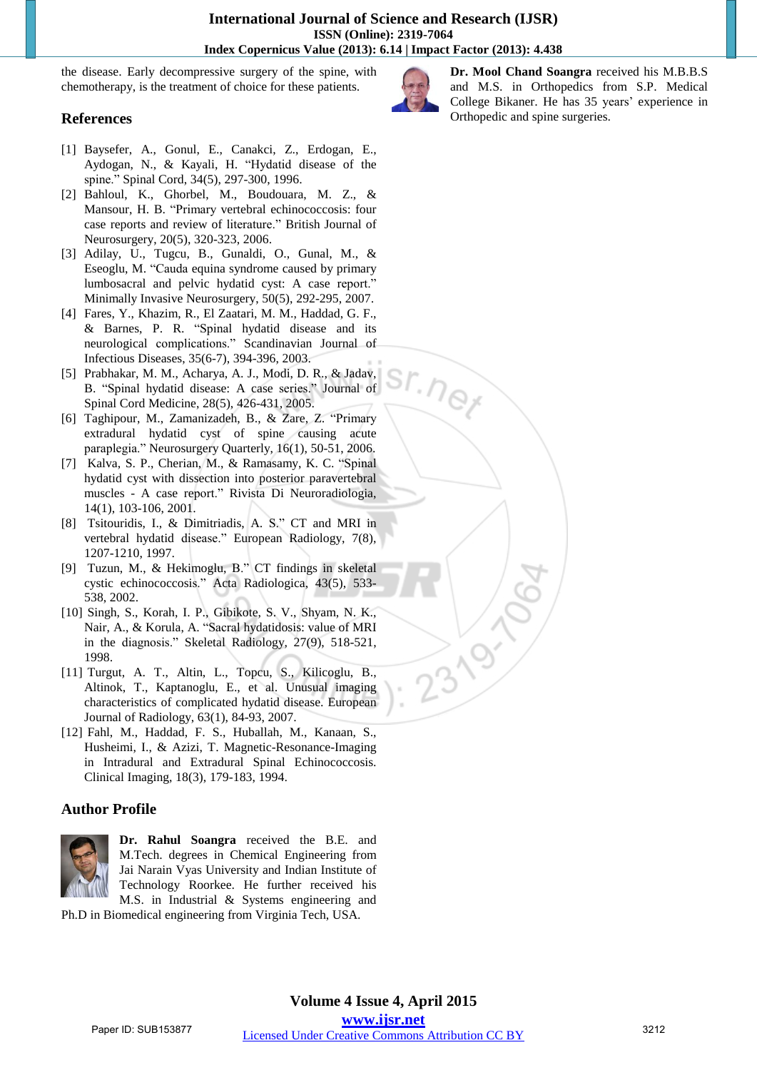the disease. Early decompressive surgery of the spine, with chemotherapy, is the treatment of choice for these patients.

## References

[1] Baysefer, A., Gonul, E., Canakci, Z., Erdogan, E., Aydogan, N., & Kayali, H. "Hydatid disease of the spine." Spinal Cord, 34(5), 297-300, 1996.

[2] Bahloul, K., Ghorbel, M., Boudouara, M. Z., & Mansour, H. B. "Primary vertebral echinococcosis: four case reports and review of literature." British Journal of Neurosurgery, 20(5), 320-323, 2006.

[3] Adilay, U., Tugcu, B., Gunaldi, O., Gunal, M., & Eseoglu, M. "Cauda equina syndrome caused by primary lumbosacral and pelvic hydatid cyst: A case report." Minimally Invasive Neurosurgery, 50(5), 292-295, 2007.

[4] Fares, Y., Khazim, R., El Zaatari, M. M., Haddad, G. F., & Barnes, P. R. "Spinal hydatid disease and its neurological complications." Scandinavian Journal of Infectious Diseases, 35(6-7), 394-396, 2003.

[5] Prabhakar, M. M., Acharya, A. J., Modi, D. R., & Jadav, B. "Spinal hydatid disease: A case series." Journal of Spinal Cord Medicine, 28(5), 426-431, 2005.

[6] Taghipour, M., Zamanizadeh, B., & Zare, Z. "Primary extradural hydatid cyst of spine causing acute paraplegia." Neurosurgery Quarterly, 16(1), 50-51, 2006.

[7] Kalva, S. P., Cherian, M., & Ramasamy, K. C. "Spinal hydatid cyst with dissection into posterior paravertebral muscles - A case report." Rivista Di Neuroradiologia, 14(1), 103-106, 2001.

[8] Tsitouridis, I., & Dimitriadis, A. S." CT and MRI in vertebral hydatid disease." European Radiology, 7(8), 1207-1210, 1997.

[9] Tuzun, M., & Hekimoglu, B." CT findings in skeletal cystic echinococcosis." Acta Radiologica, 43(5), 533-538, 2002.

[10] Singh, S., Korah, I. P., Gibikote, S. V., Shyam, N. K., Nair, A., & Korula, A. "Sacral hydatidosis: value of MRI in the diagnosis." Skeletal Radiology, 27(9), 518-521, 1998.

[11] Turgut, A. T., Altin, L., Topcu, S., Kilicoglu, B., Altinok, T., Kaptanoglu, E., et al. Unusual imaging characteristics of complicated hydatid disease. European Journal of Radiology, 63(1), 84-93, 2007.

[12] Fahl, M., Haddad, F. S., Huballah, M., Kanaan, S., Husheimi, I., & Azizi, T. Magnetic-Resonance-Imaging in Intradural and Extradural Spinal Echinococcosis. Clinical Imaging, 18(3), 179-183, 1994.

## Author Profile

**Dr. Rahul Soangra** received the B.E. and M.Tech. degrees in Chemical Engineering from Jai Narain Vyas University and Indian Institute of Technology Roorkee. He further received his M.S. in Industrial & Systems engineering and Ph.D in Biomedical engineering from Virginia Tech, USA.

**Dr. Mool Chand Soangra** received his M.B.B.S and M.S. in Orthopedics from S.P. Medical College Bikaner. He has 35 years' experience in Orthopedic and spine surgeries.